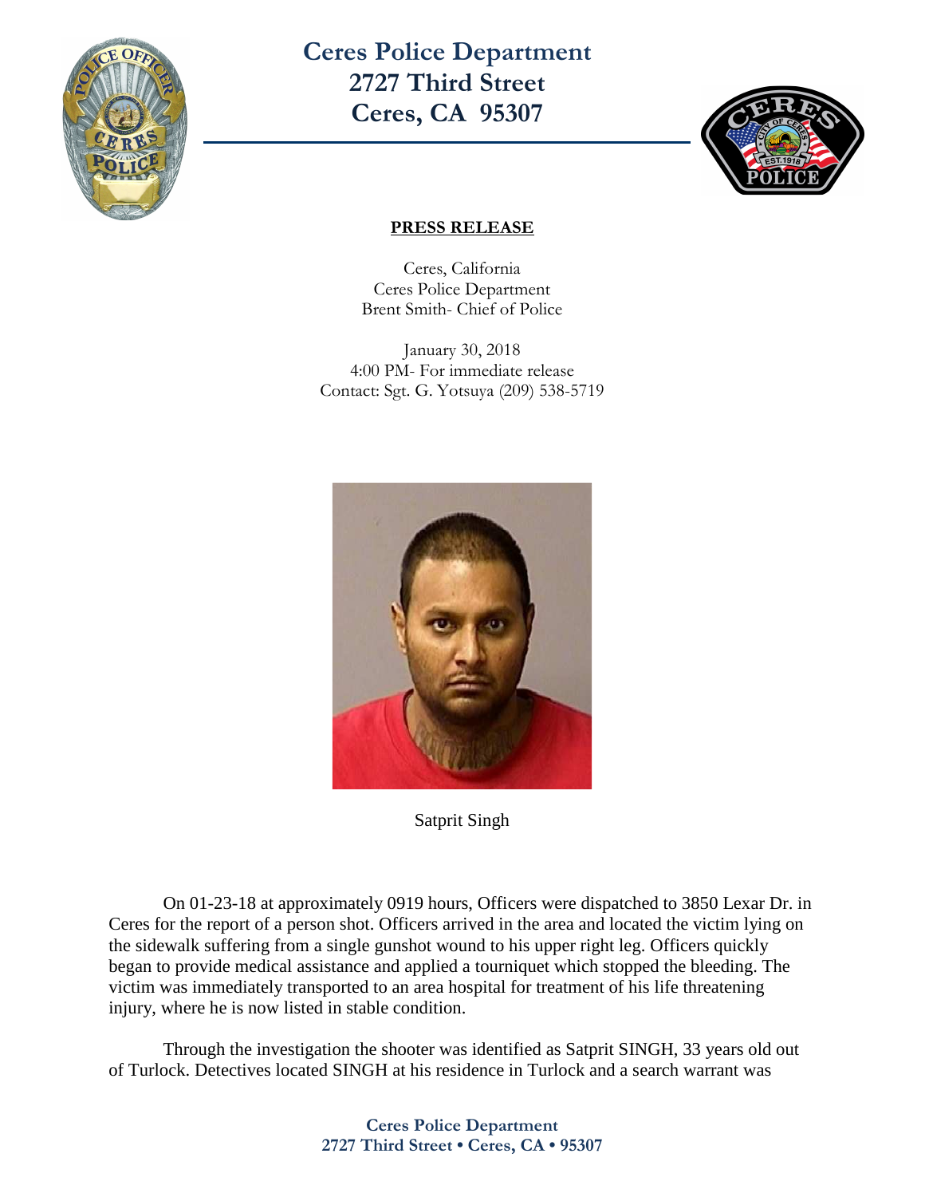# Ceres Police Department
# 2727 Third Street
# Ceres, CA 95307

**PRESS RELEASE**

Ceres, California
Ceres Police Department
Brent Smith- Chief of Police

January 30, 2018
4:00 PM- For immediate release
Contact: Sgt. G. Yotsuya (209) 538-5719

Satprit Singh

On 01-23-18 at approximately 0919 hours, Officers were dispatched to 3850 Lexar Dr. in Ceres for the report of a person shot. Officers arrived in the area and located the victim lying on the sidewalk suffering from a single gunshot wound to his upper right leg. Officers quickly began to provide medical assistance and applied a tourniquet which stopped the bleeding. The victim was immediately transported to an area hospital for treatment of his life threatening injury, where he is now listed in stable condition.

Through the investigation the shooter was identified as Satprit SINGH, 33 years old out of Turlock. Detectives located SINGH at his residence in Turlock and a search warrant was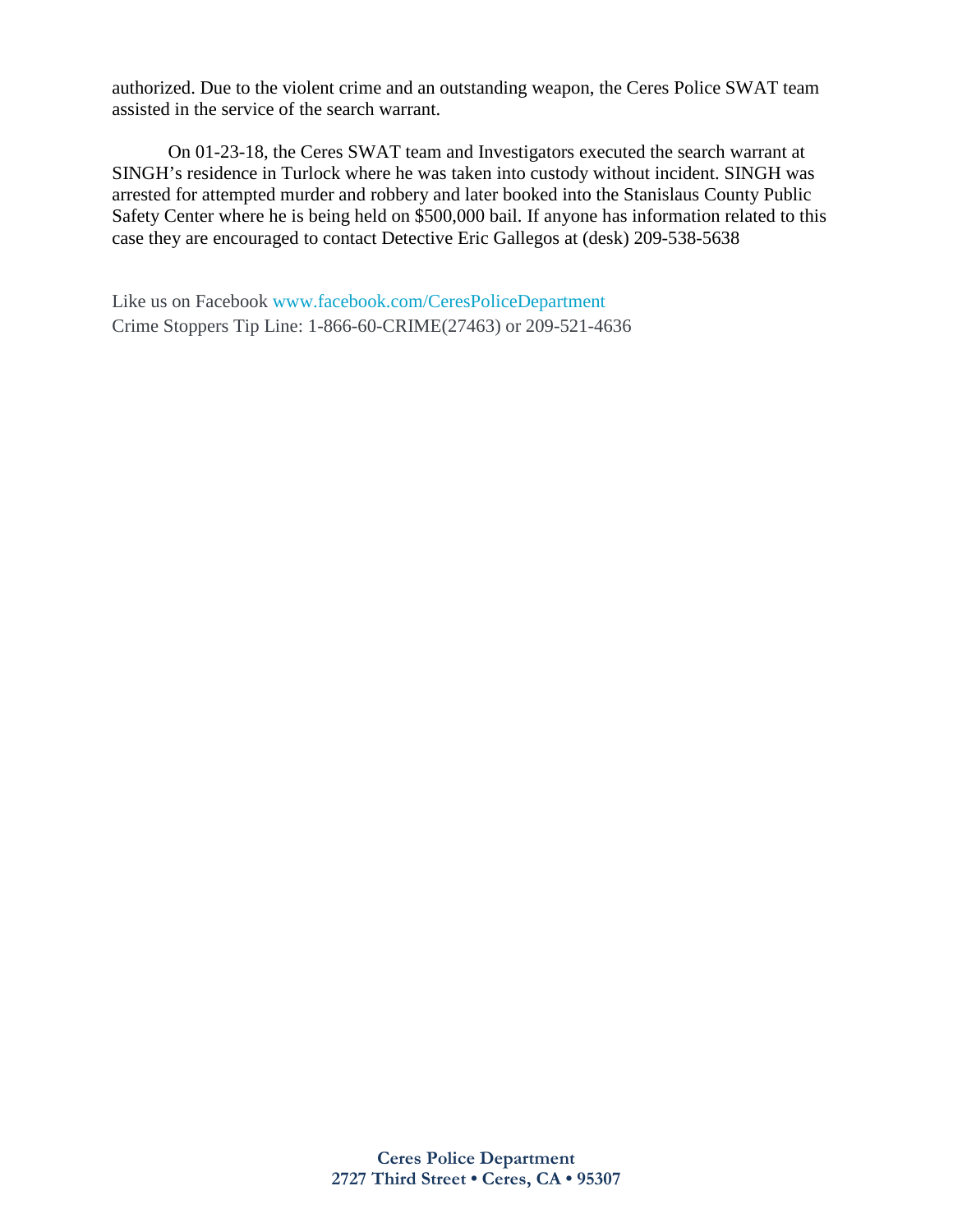authorized. Due to the violent crime and an outstanding weapon, the Ceres Police SWAT team assisted in the service of the search warrant.

On 01-23-18, the Ceres SWAT team and Investigators executed the search warrant at SINGH's residence in Turlock where he was taken into custody without incident. SINGH was arrested for attempted murder and robbery and later booked into the Stanislaus County Public Safety Center where he is being held on $500,000 bail. If anyone has information related to this case they are encouraged to contact Detective Eric Gallegos at (desk) 209-538-5638

Like us on Facebook www.facebook.com/CeresPoliceDepartment
Crime Stoppers Tip Line: 1-866-60-CRIME(27463) or 209-521-4636

**Ceres Police Department**
**2727 Third Street • Ceres, CA • 95307**